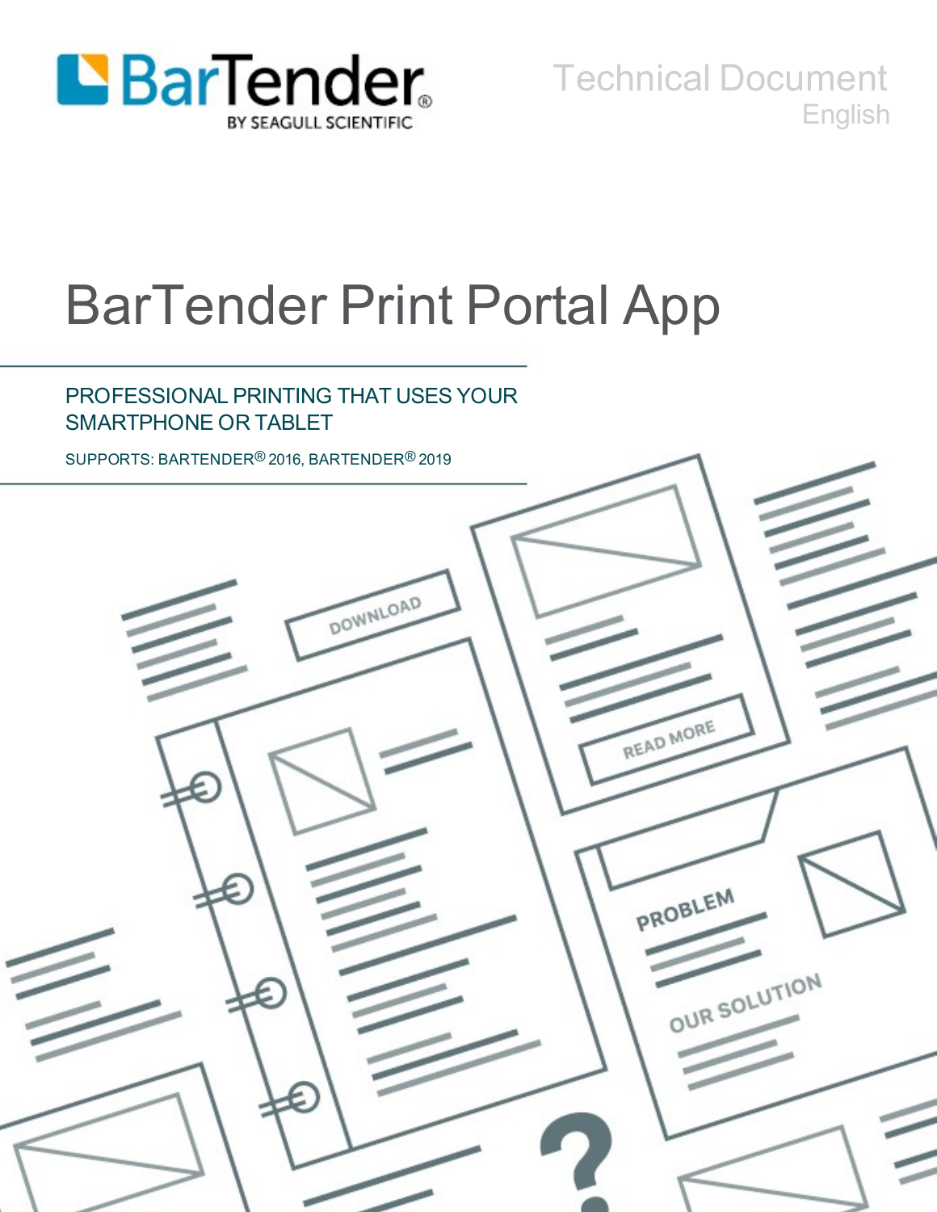BarTender by Seagull Scientific

Technical Document
English

# BarTender Print Portal App

## PROFESSIONAL PRINTING THAT USES YOUR SMARTPHONE OR TABLET

SUPPORTS: BARTENDER® 2016, BARTENDER® 2019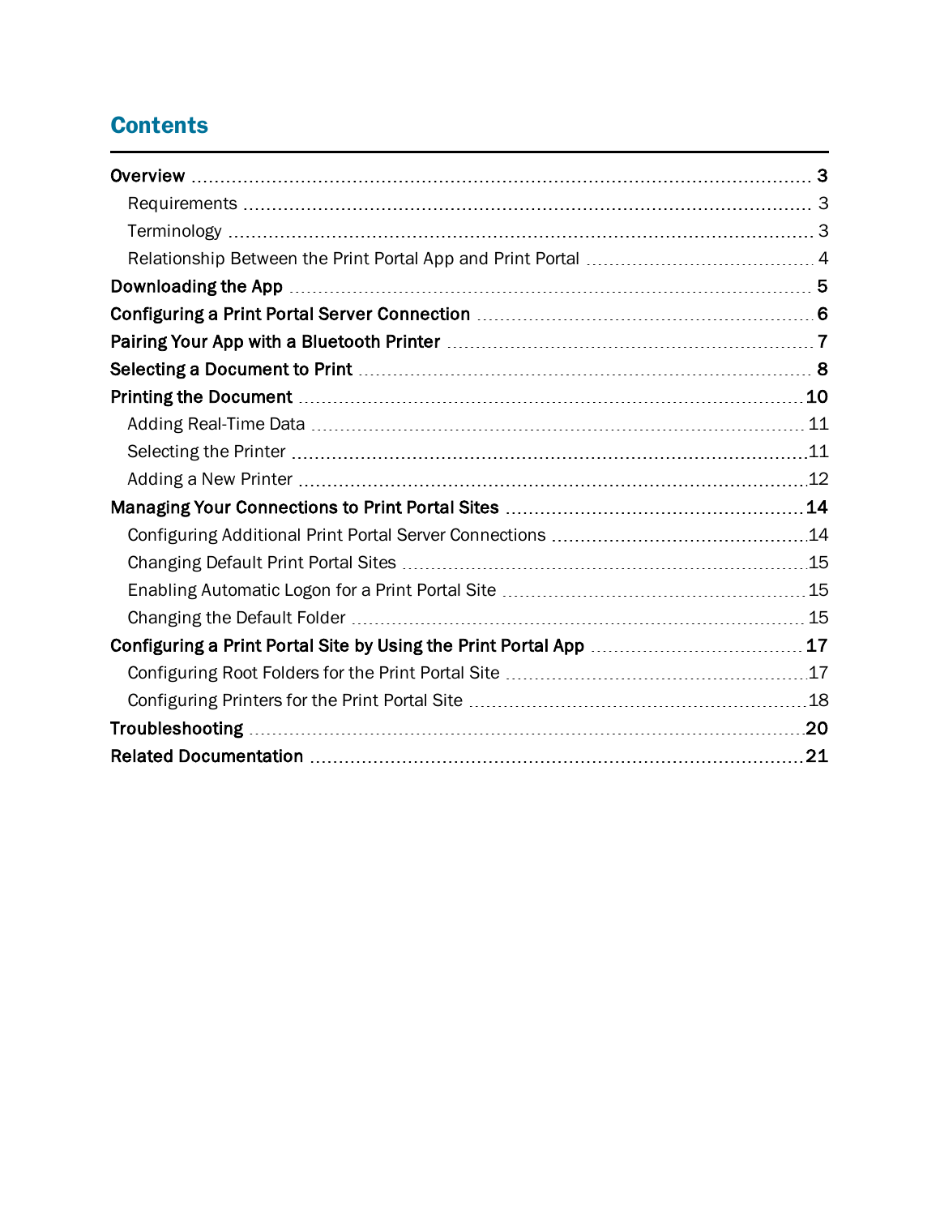# Contents

**Overview** ..... 3

- Requirements ..... 3
- Terminology ..... 3
- Relationship Between the Print Portal App and Print Portal ..... 4

**Downloading the App** ..... 5

**Configuring a Print Portal Server Connection** ..... 6

**Pairing Your App with a Bluetooth Printer** ..... 7

**Selecting a Document to Print** ..... 8

**Printing the Document** ..... 10

- Adding Real-Time Data ..... 11
- Selecting the Printer ..... 11
- Adding a New Printer ..... 12

**Managing Your Connections to Print Portal Sites** ..... 14

- Configuring Additional Print Portal Server Connections ..... 14
- Changing Default Print Portal Sites ..... 15
- Enabling Automatic Logon for a Print Portal Site ..... 15
- Changing the Default Folder ..... 15

**Configuring a Print Portal Site by Using the Print Portal App** ..... 17

- Configuring Root Folders for the Print Portal Site ..... 17
- Configuring Printers for the Print Portal Site ..... 18

**Troubleshooting** ..... 20

**Related Documentation** ..... 21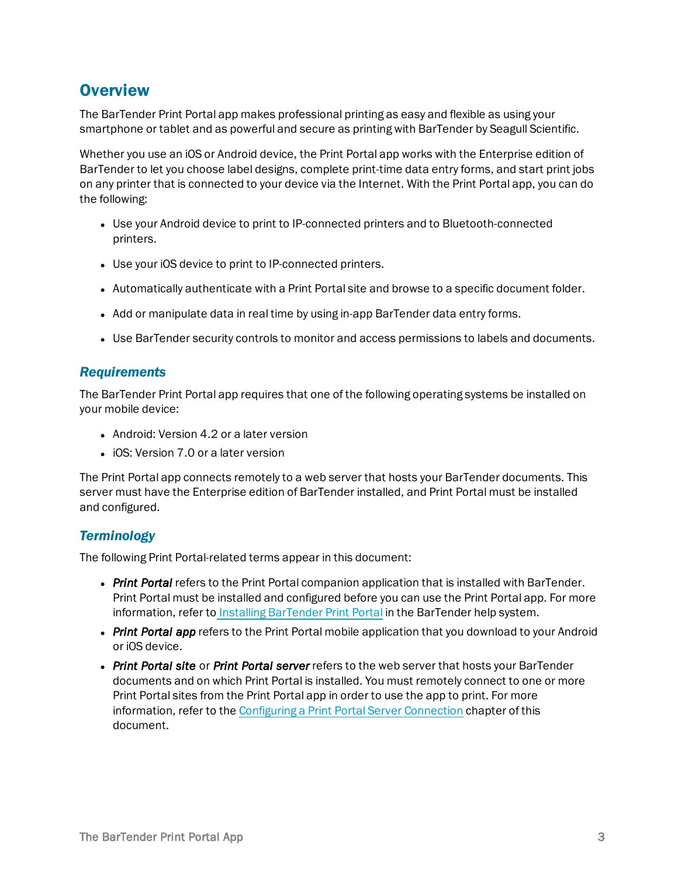# Overview

The BarTender Print Portal app makes professional printing as easy and flexible as using your smartphone or tablet and as powerful and secure as printing with BarTender by Seagull Scientific.

Whether you use an iOS or Android device, the Print Portal app works with the Enterprise edition of BarTender to let you choose label designs, complete print-time data entry forms, and start print jobs on any printer that is connected to your device via the Internet. With the Print Portal app, you can do the following:

- Use your Android device to print to IP-connected printers and to Bluetooth-connected printers.
- Use your iOS device to print to IP-connected printers.
- Automatically authenticate with a Print Portal site and browse to a specific document folder.
- Add or manipulate data in real time by using in-app BarTender data entry forms.
- Use BarTender security controls to monitor and access permissions to labels and documents.

## *Requirements*

The BarTender Print Portal app requires that one of the following operating systems be installed on your mobile device:

- Android: Version 4.2 or a later version
- iOS: Version 7.0 or a later version

The Print Portal app connects remotely to a web server that hosts your BarTender documents. This server must have the Enterprise edition of BarTender installed, and Print Portal must be installed and configured.

## *Terminology*

The following Print Portal-related terms appear in this document:

- ***Print Portal*** refers to the Print Portal companion application that is installed with BarTender. Print Portal must be installed and configured before you can use the Print Portal app. For more information, refer to Installing BarTender Print Portal in the BarTender help system.
- ***Print Portal app*** refers to the Print Portal mobile application that you download to your Android or iOS device.
- ***Print Portal site*** or ***Print Portal server*** refers to the web server that hosts your BarTender documents and on which Print Portal is installed. You must remotely connect to one or more Print Portal sites from the Print Portal app in order to use the app to print. For more information, refer to the Configuring a Print Portal Server Connection chapter of this document.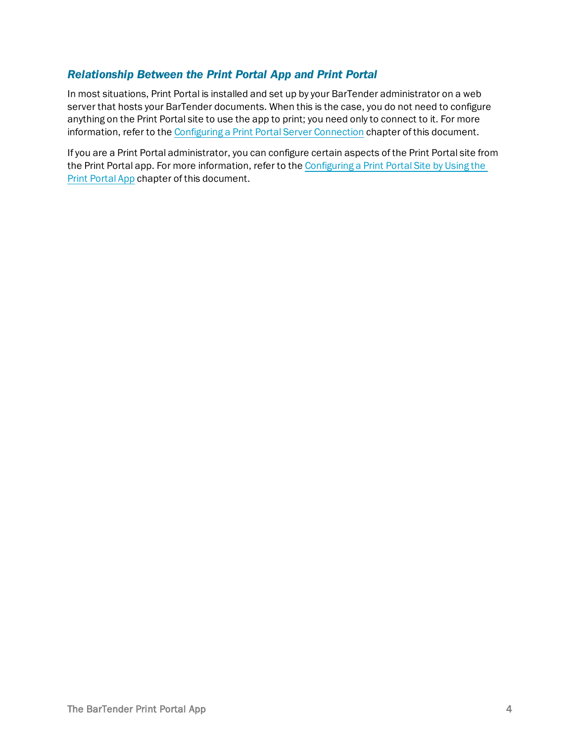### *Relationship Between the Print Portal App and Print Portal*

In most situations, Print Portal is installed and set up by your BarTender administrator on a web server that hosts your BarTender documents. When this is the case, you do not need to configure anything on the Print Portal site to use the app to print; you need only to connect to it. For more information, refer to the Configuring a Print Portal Server Connection chapter of this document.

If you are a Print Portal administrator, you can configure certain aspects of the Print Portal site from the Print Portal app. For more information, refer to the Configuring a Print Portal Site by Using the Print Portal App chapter of this document.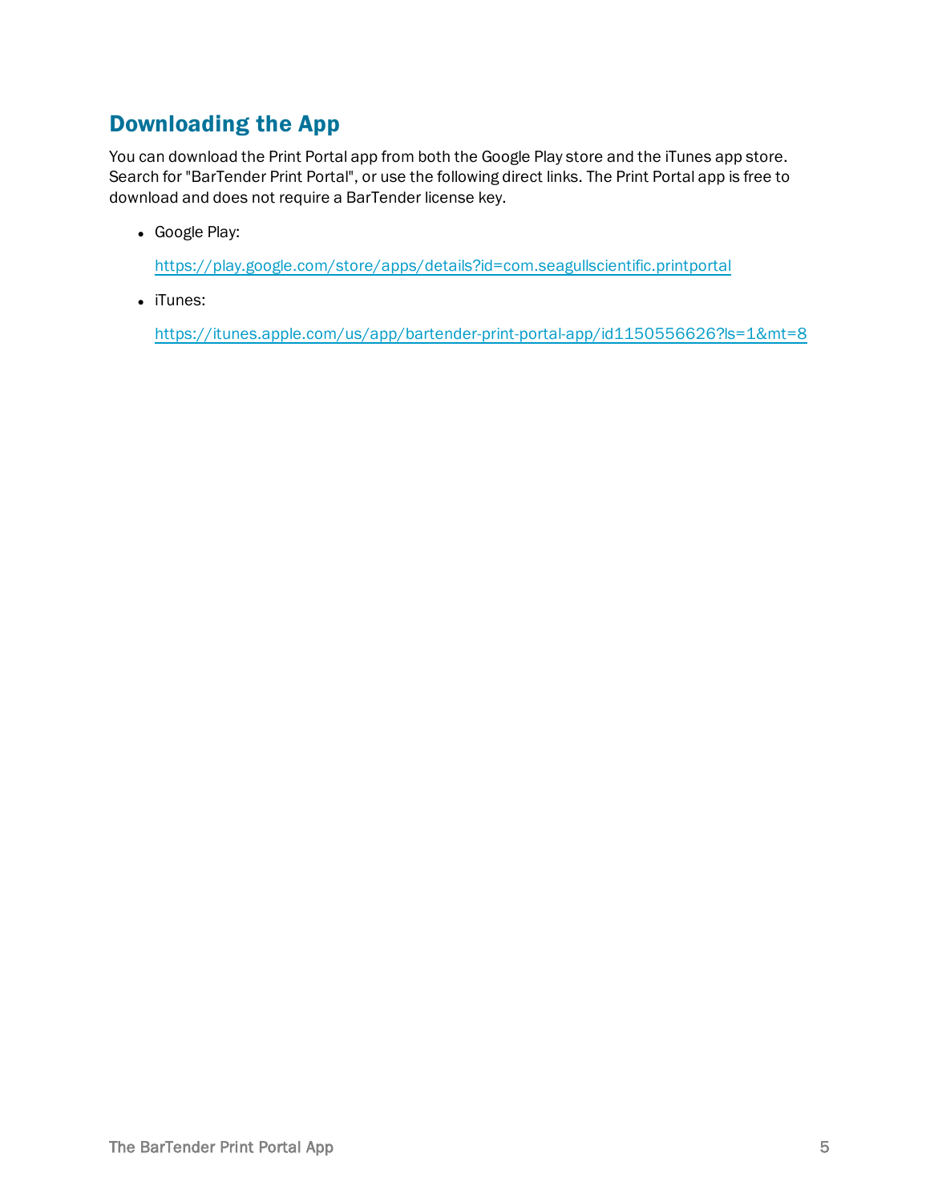## Downloading the App

You can download the Print Portal app from both the Google Play store and the iTunes app store. Search for "BarTender Print Portal", or use the following direct links. The Print Portal app is free to download and does not require a BarTender license key.

- Google Play:

  https://play.google.com/store/apps/details?id=com.seagullscientific.printportal

- iTunes:

  https://itunes.apple.com/us/app/bartender-print-portal-app/id1150556626?ls=1&mt=8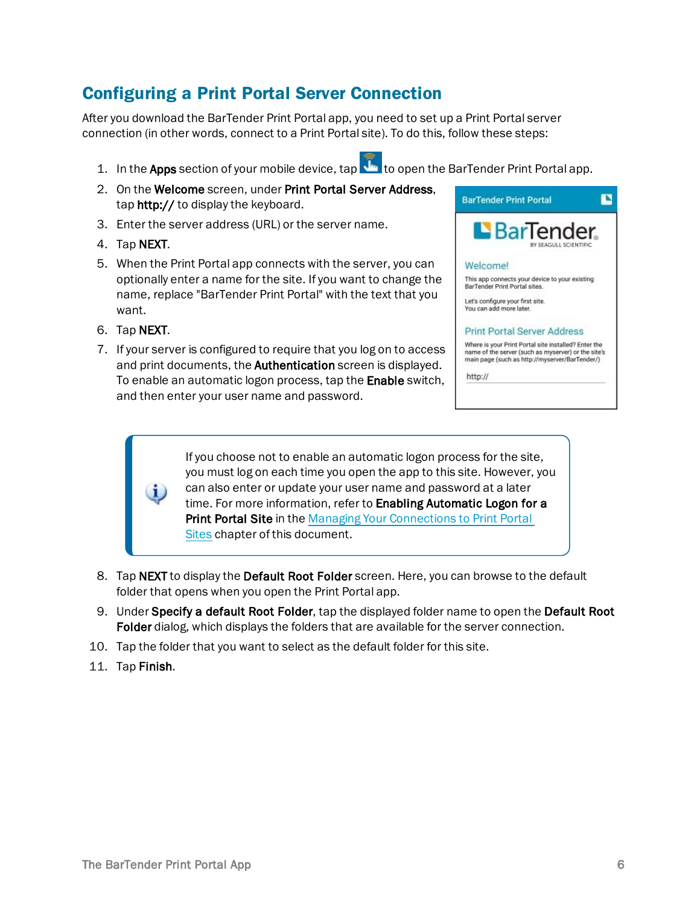## Configuring a Print Portal Server Connection

After you download the BarTender Print Portal app, you need to set up a Print Portal server connection (in other words, connect to a Print Portal site). To do this, follow these steps:

1. In the **Apps** section of your mobile device, tap to open the BarTender Print Portal app.
2. On the **Welcome** screen, under **Print Portal Server Address**, tap **http://** to display the keyboard.
3. Enter the server address (URL) or the server name.
4. Tap **NEXT**.
5. When the Print Portal app connects with the server, you can optionally enter a name for the site. If you want to change the name, replace "BarTender Print Portal" with the text that you want.
6. Tap **NEXT**.
7. If your server is configured to require that you log on to access and print documents, the **Authentication** screen is displayed. To enable an automatic logon process, tap the **Enable** switch, and then enter your user name and password.

> If you choose not to enable an automatic logon process for the site, you must log on each time you open the app to this site. However, you can also enter or update your user name and password at a later time. For more information, refer to **Enabling Automatic Logon for a Print Portal Site** in the Managing Your Connections to Print Portal Sites chapter of this document.

8. Tap **NEXT** to display the **Default Root Folder** screen. Here, you can browse to the default folder that opens when you open the Print Portal app.
9. Under **Specify a default Root Folder**, tap the displayed folder name to open the **Default Root Folder** dialog, which displays the folders that are available for the server connection.
10. Tap the folder that you want to select as the default folder for this site.
11. Tap **Finish**.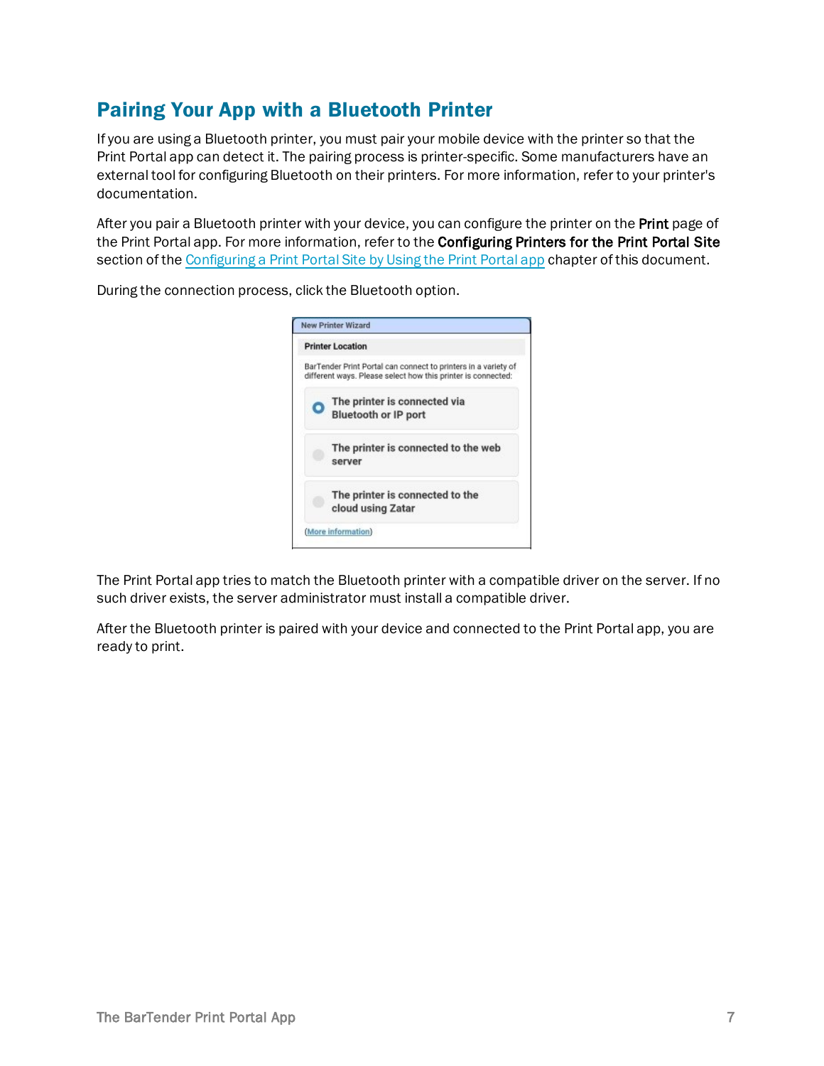## Pairing Your App with a Bluetooth Printer

If you are using a Bluetooth printer, you must pair your mobile device with the printer so that the Print Portal app can detect it. The pairing process is printer-specific. Some manufacturers have an external tool for configuring Bluetooth on their printers. For more information, refer to your printer's documentation.

After you pair a Bluetooth printer with your device, you can configure the printer on the **Print** page of the Print Portal app. For more information, refer to the **Configuring Printers for the Print Portal Site** section of the Configuring a Print Portal Site by Using the Print Portal app chapter of this document.

During the connection process, click the Bluetooth option.

The Print Portal app tries to match the Bluetooth printer with a compatible driver on the server. If no such driver exists, the server administrator must install a compatible driver.

After the Bluetooth printer is paired with your device and connected to the Print Portal app, you are ready to print.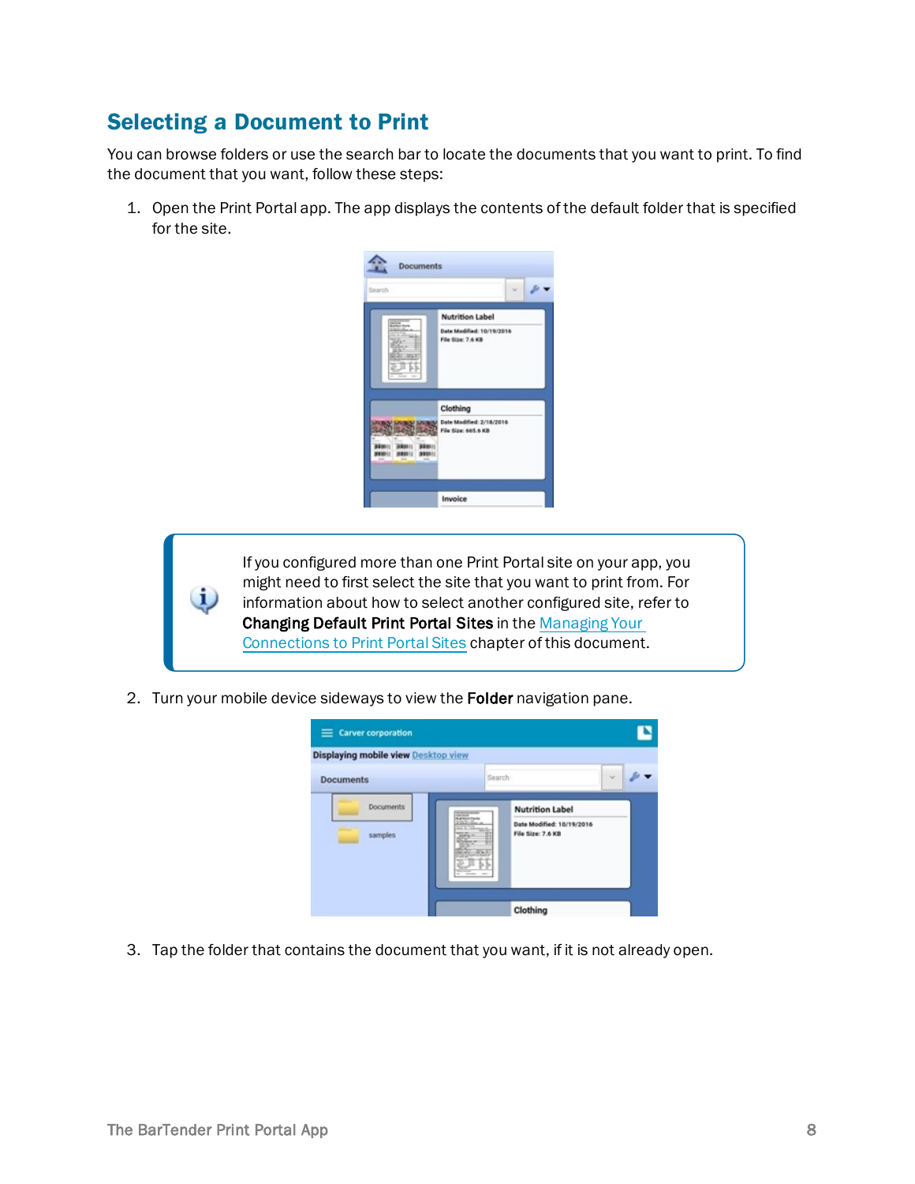## Selecting a Document to Print

You can browse folders or use the search bar to locate the documents that you want to print. To find the document that you want, follow these steps:

1. Open the Print Portal app. The app displays the contents of the default folder that is specified for the site.

> If you configured more than one Print Portal site on your app, you might need to first select the site that you want to print from. For information about how to select another configured site, refer to **Changing Default Print Portal Sites** in the Managing Your Connections to Print Portal Sites chapter of this document.

2. Turn your mobile device sideways to view the **Folder** navigation pane.

3. Tap the folder that contains the document that you want, if it is not already open.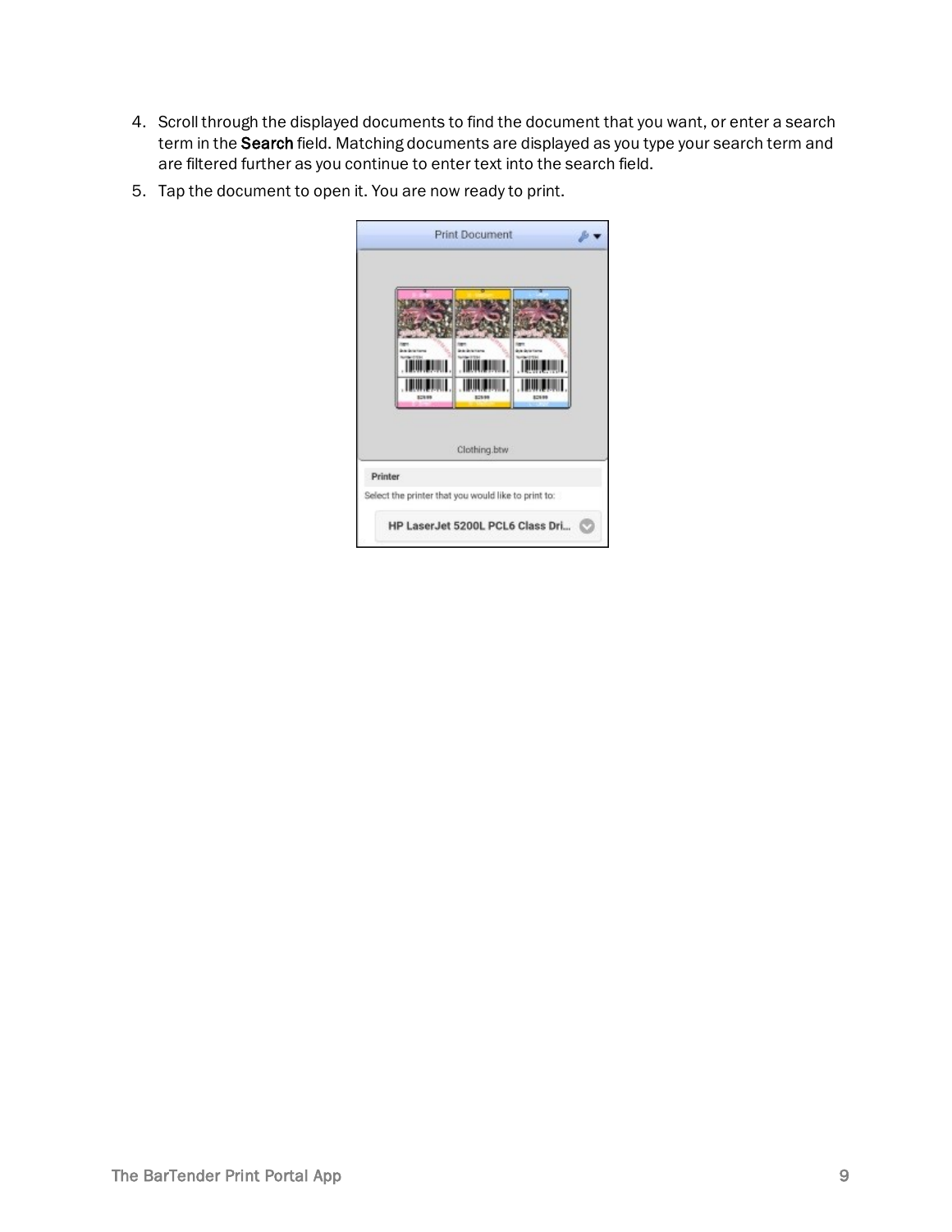4. Scroll through the displayed documents to find the document that you want, or enter a search term in the **Search** field. Matching documents are displayed as you type your search term and are filtered further as you continue to enter text into the search field.
5. Tap the document to open it. You are now ready to print.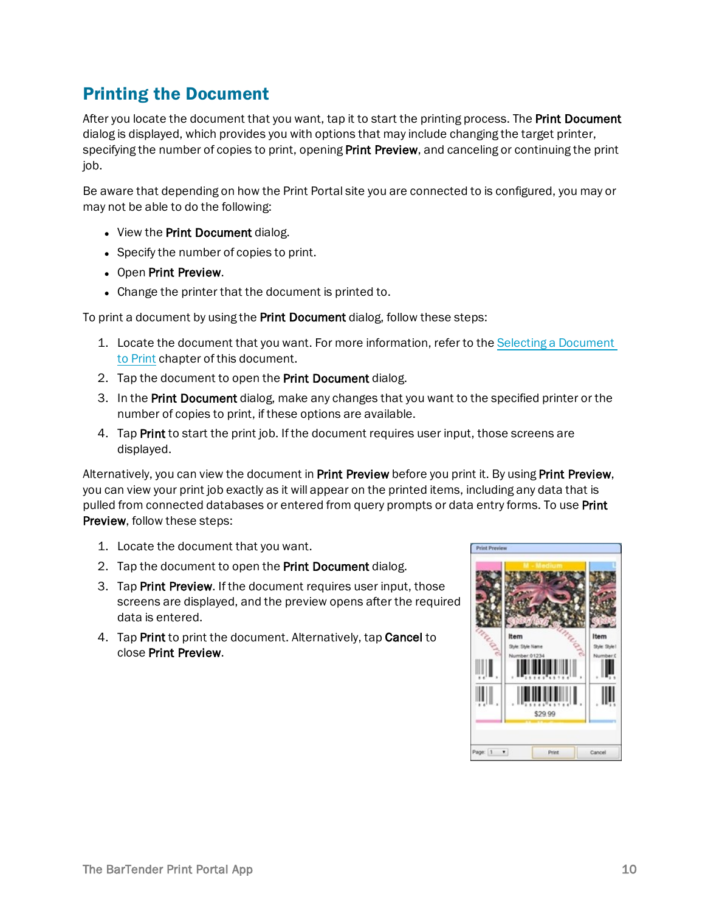## Printing the Document

After you locate the document that you want, tap it to start the printing process. The **Print Document** dialog is displayed, which provides you with options that may include changing the target printer, specifying the number of copies to print, opening **Print Preview**, and canceling or continuing the print job.

Be aware that depending on how the Print Portal site you are connected to is configured, you may or may not be able to do the following:

- View the **Print Document** dialog.
- Specify the number of copies to print.
- Open **Print Preview**.
- Change the printer that the document is printed to.

To print a document by using the **Print Document** dialog, follow these steps:

1. Locate the document that you want. For more information, refer to the Selecting a Document to Print chapter of this document.
2. Tap the document to open the **Print Document** dialog.
3. In the **Print Document** dialog, make any changes that you want to the specified printer or the number of copies to print, if these options are available.
4. Tap **Print** to start the print job. If the document requires user input, those screens are displayed.

Alternatively, you can view the document in **Print Preview** before you print it. By using **Print Preview**, you can view your print job exactly as it will appear on the printed items, including any data that is pulled from connected databases or entered from query prompts or data entry forms. To use **Print Preview**, follow these steps:

1. Locate the document that you want.
2. Tap the document to open the **Print Document** dialog.
3. Tap **Print Preview**. If the document requires user input, those screens are displayed, and the preview opens after the required data is entered.
4. Tap **Print** to print the document. Alternatively, tap **Cancel** to close **Print Preview**.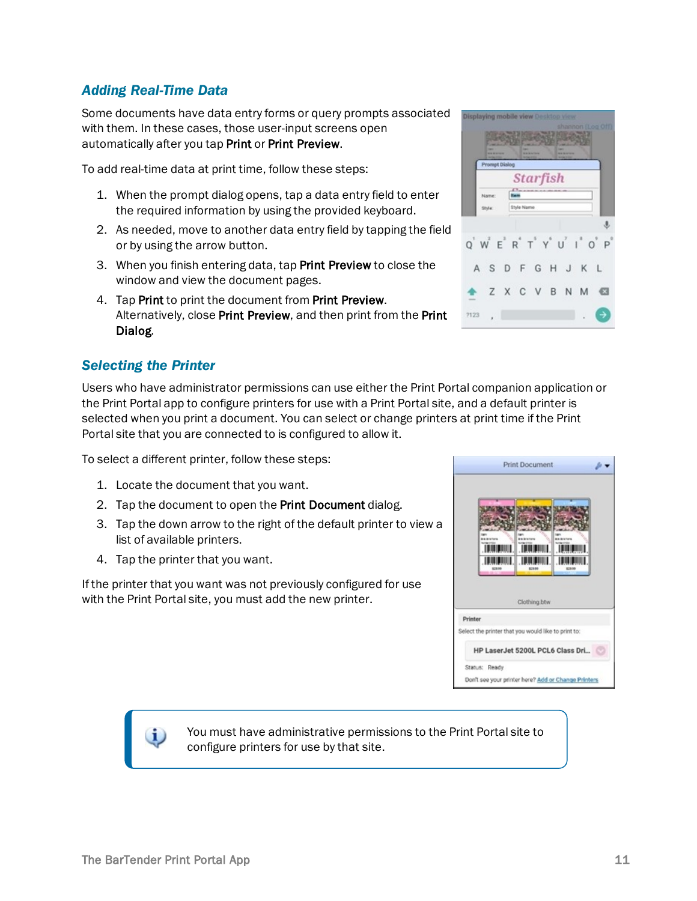### *Adding Real-Time Data*

Some documents have data entry forms or query prompts associated with them. In these cases, those user-input screens open automatically after you tap **Print** or **Print Preview**.

To add real-time data at print time, follow these steps:

1. When the prompt dialog opens, tap a data entry field to enter the required information by using the provided keyboard.
2. As needed, move to another data entry field by tapping the field or by using the arrow button.
3. When you finish entering data, tap **Print Preview** to close the window and view the document pages.
4. Tap **Print** to print the document from **Print Preview**. Alternatively, close **Print Preview**, and then print from the **Print Dialog**.

### *Selecting the Printer*

Users who have administrator permissions can use either the Print Portal companion application or the Print Portal app to configure printers for use with a Print Portal site, and a default printer is selected when you print a document. You can select or change printers at print time if the Print Portal site that you are connected to is configured to allow it.

To select a different printer, follow these steps:

1. Locate the document that you want.
2. Tap the document to open the **Print Document** dialog.
3. Tap the down arrow to the right of the default printer to view a list of available printers.
4. Tap the printer that you want.

If the printer that you want was not previously configured for use with the Print Portal site, you must add the new printer.

> You must have administrative permissions to the Print Portal site to configure printers for use by that site.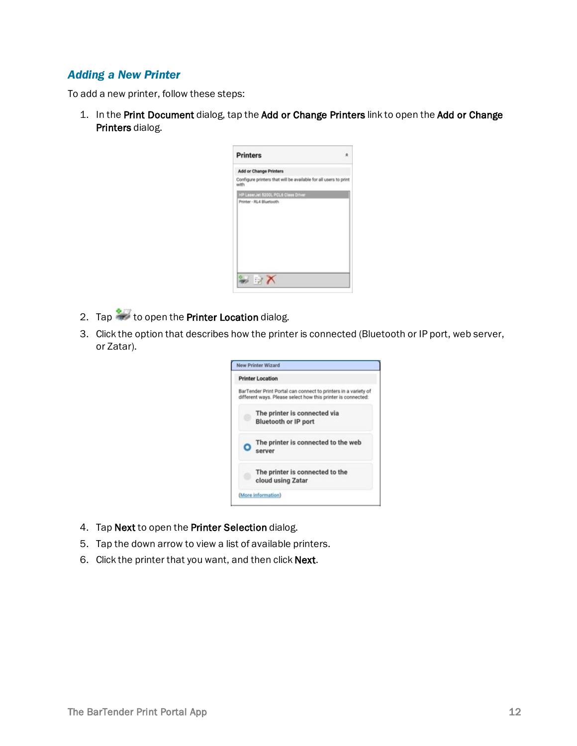### *Adding a New Printer*

To add a new printer, follow these steps:

1. In the **Print Document** dialog, tap the **Add or Change Printers** link to open the **Add or Change Printers** dialog.
2. Tap to open the **Printer Location** dialog.
3. Click the option that describes how the printer is connected (Bluetooth or IP port, web server, or Zatar).
4. Tap **Next** to open the **Printer Selection** dialog.
5. Tap the down arrow to view a list of available printers.
6. Click the printer that you want, and then click **Next**.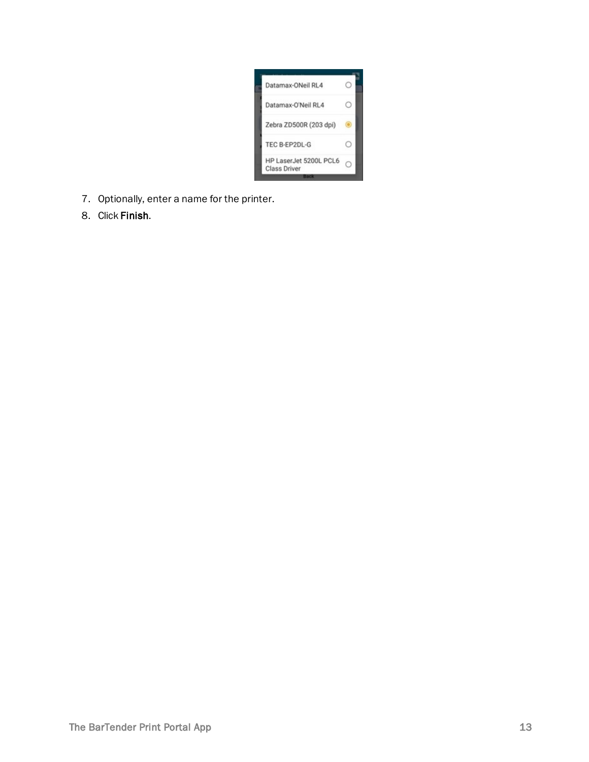7. Optionally, enter a name for the printer.
8. Click **Finish**.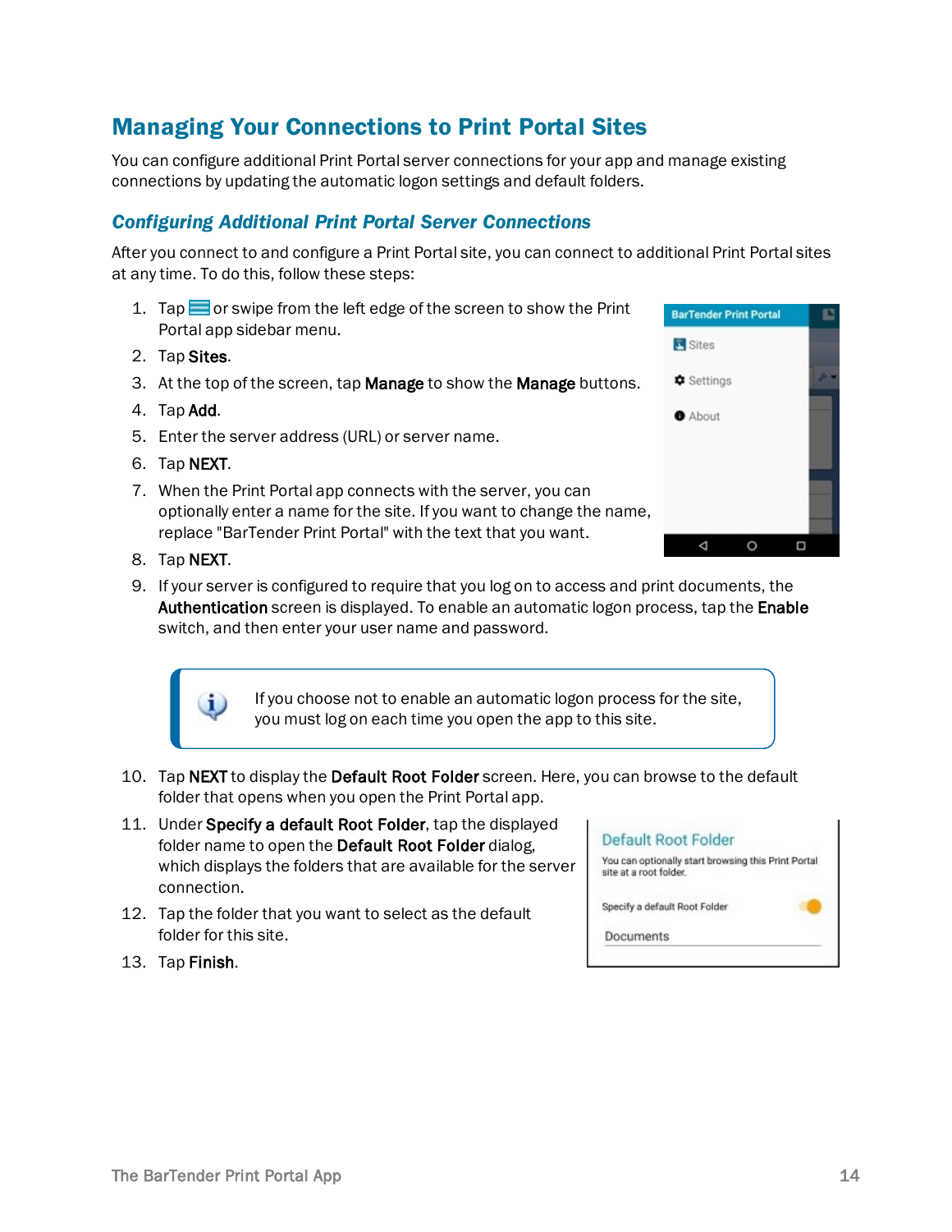## Managing Your Connections to Print Portal Sites

You can configure additional Print Portal server connections for your app and manage existing connections by updating the automatic logon settings and default folders.

### *Configuring Additional Print Portal Server Connections*

After you connect to and configure a Print Portal site, you can connect to additional Print Portal sites at any time. To do this, follow these steps:

1. Tap  or swipe from the left edge of the screen to show the Print Portal app sidebar menu.
2. Tap **Sites**.
3. At the top of the screen, tap **Manage** to show the **Manage** buttons.
4. Tap **Add**.
5. Enter the server address (URL) or server name.
6. Tap **NEXT**.
7. When the Print Portal app connects with the server, you can optionally enter a name for the site. If you want to change the name, replace "BarTender Print Portal" with the text that you want.
8. Tap **NEXT**.
9. If your server is configured to require that you log on to access and print documents, the **Authentication** screen is displayed. To enable an automatic logon process, tap the **Enable** switch, and then enter your user name and password.

> If you choose not to enable an automatic logon process for the site, you must log on each time you open the app to this site.

10. Tap **NEXT** to display the **Default Root Folder** screen. Here, you can browse to the default folder that opens when you open the Print Portal app.
11. Under **Specify a default Root Folder**, tap the displayed folder name to open the **Default Root Folder** dialog, which displays the folders that are available for the server connection.
12. Tap the folder that you want to select as the default folder for this site.
13. Tap **Finish**.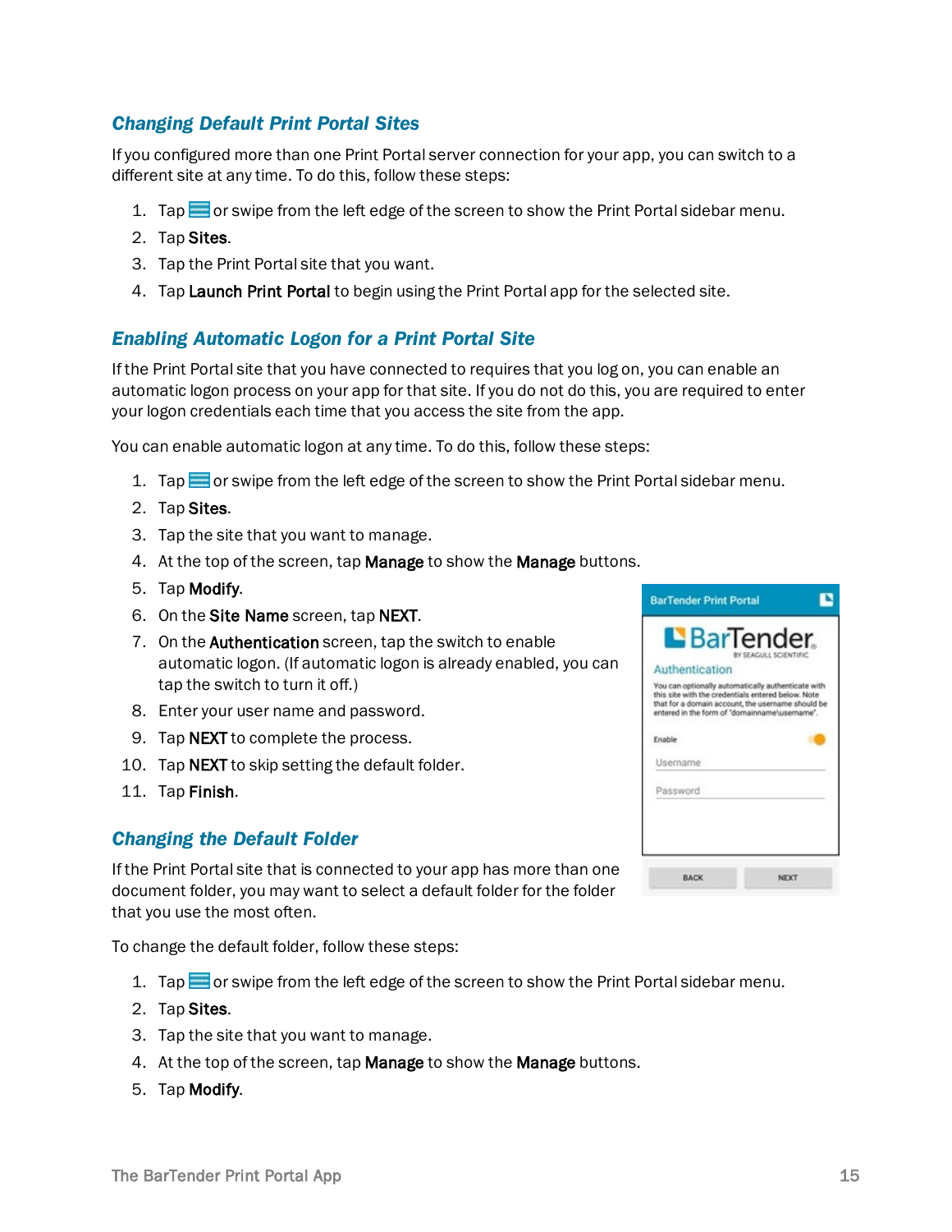### Changing Default Print Portal Sites

If you configured more than one Print Portal server connection for your app, you can switch to a different site at any time. To do this, follow these steps:

1. Tap or swipe from the left edge of the screen to show the Print Portal sidebar menu.
2. Tap **Sites**.
3. Tap the Print Portal site that you want.
4. Tap **Launch Print Portal** to begin using the Print Portal app for the selected site.

### Enabling Automatic Logon for a Print Portal Site

If the Print Portal site that you have connected to requires that you log on, you can enable an automatic logon process on your app for that site. If you do not do this, you are required to enter your logon credentials each time that you access the site from the app.

You can enable automatic logon at any time. To do this, follow these steps:

1. Tap or swipe from the left edge of the screen to show the Print Portal sidebar menu.
2. Tap **Sites**.
3. Tap the site that you want to manage.
4. At the top of the screen, tap **Manage** to show the **Manage** buttons.
5. Tap **Modify**.
6. On the **Site Name** screen, tap **NEXT**.
7. On the **Authentication** screen, tap the switch to enable automatic logon. (If automatic logon is already enabled, you can tap the switch to turn it off.)
8. Enter your user name and password.
9. Tap **NEXT** to complete the process.
10. Tap **NEXT** to skip setting the default folder.
11. Tap **Finish**.

### Changing the Default Folder

If the Print Portal site that is connected to your app has more than one document folder, you may want to select a default folder for the folder that you use the most often.

To change the default folder, follow these steps:

1. Tap or swipe from the left edge of the screen to show the Print Portal sidebar menu.
2. Tap **Sites**.
3. Tap the site that you want to manage.
4. At the top of the screen, tap **Manage** to show the **Manage** buttons.
5. Tap **Modify**.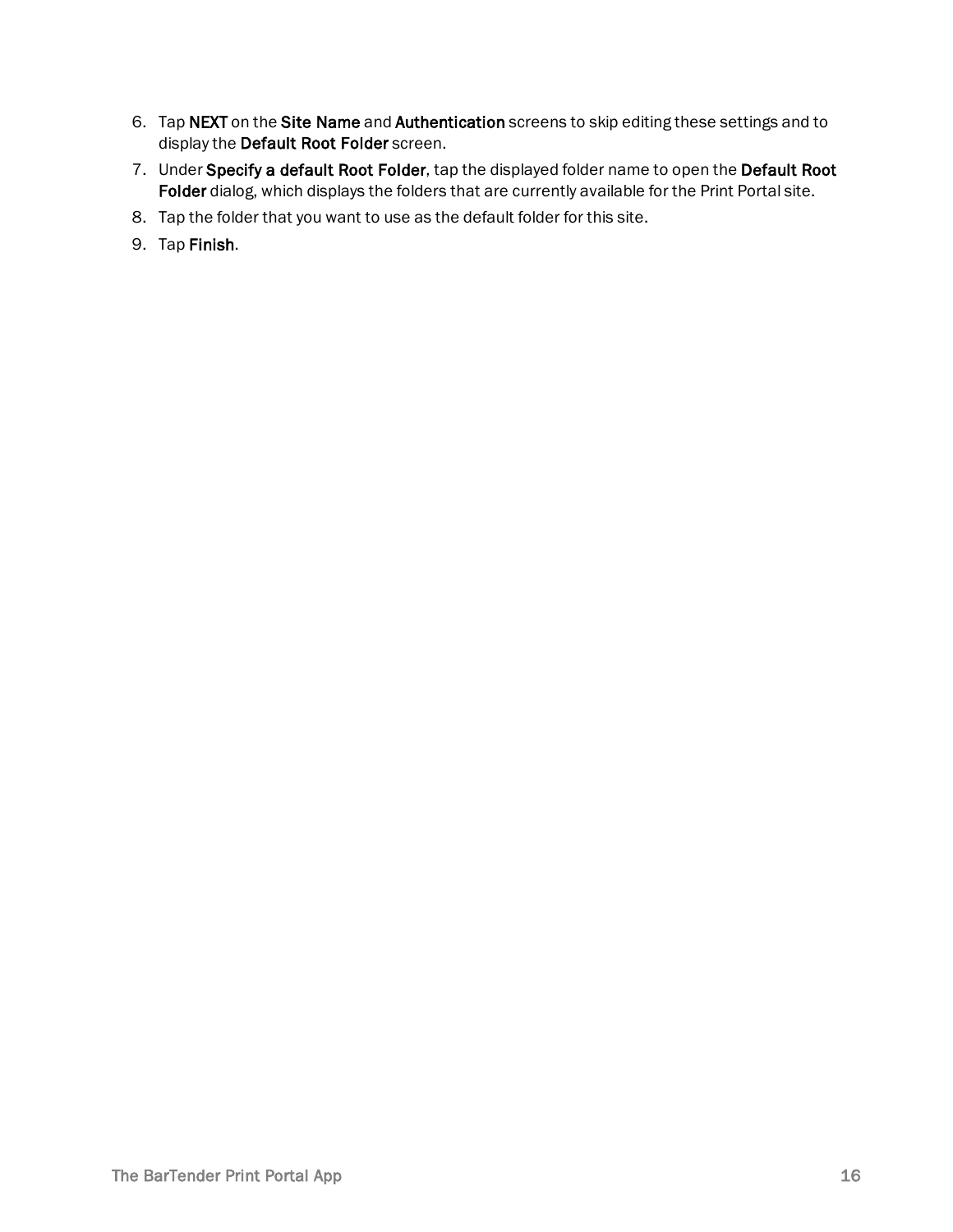6. Tap **NEXT** on the **Site Name** and **Authentication** screens to skip editing these settings and to display the **Default Root Folder** screen.
7. Under **Specify a default Root Folder**, tap the displayed folder name to open the **Default Root Folder** dialog, which displays the folders that are currently available for the Print Portal site.
8. Tap the folder that you want to use as the default folder for this site.
9. Tap **Finish**.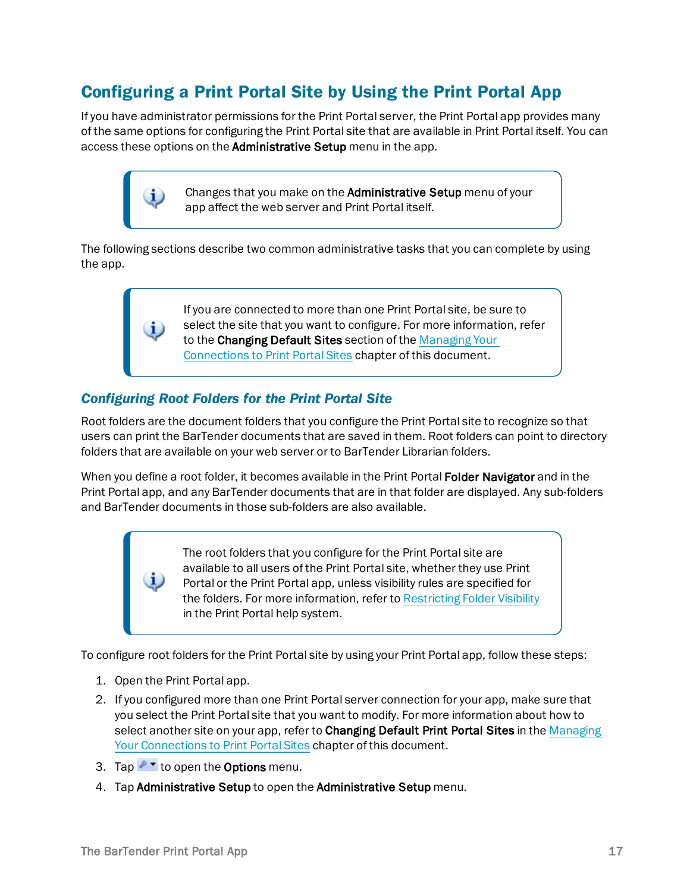## Configuring a Print Portal Site by Using the Print Portal App

If you have administrator permissions for the Print Portal server, the Print Portal app provides many of the same options for configuring the Print Portal site that are available in Print Portal itself. You can access these options on the **Administrative Setup** menu in the app.

> Changes that you make on the **Administrative Setup** menu of your app affect the web server and Print Portal itself.

The following sections describe two common administrative tasks that you can complete by using the app.

> If you are connected to more than one Print Portal site, be sure to select the site that you want to configure. For more information, refer to the **Changing Default Sites** section of the Managing Your Connections to Print Portal Sites chapter of this document.

### Configuring Root Folders for the Print Portal Site

Root folders are the document folders that you configure the Print Portal site to recognize so that users can print the BarTender documents that are saved in them. Root folders can point to directory folders that are available on your web server or to BarTender Librarian folders.

When you define a root folder, it becomes available in the Print Portal **Folder Navigator** and in the Print Portal app, and any BarTender documents that are in that folder are displayed. Any sub-folders and BarTender documents in those sub-folders are also available.

> The root folders that you configure for the Print Portal site are available to all users of the Print Portal site, whether they use Print Portal or the Print Portal app, unless visibility rules are specified for the folders. For more information, refer to Restricting Folder Visibility in the Print Portal help system.

To configure root folders for the Print Portal site by using your Print Portal app, follow these steps:

1. Open the Print Portal app.
2. If you configured more than one Print Portal server connection for your app, make sure that you select the Print Portal site that you want to modify. For more information about how to select another site on your app, refer to **Changing Default Print Portal Sites** in the Managing Your Connections to Print Portal Sites chapter of this document.
3. Tap to open the **Options** menu.
4. Tap **Administrative Setup** to open the **Administrative Setup** menu.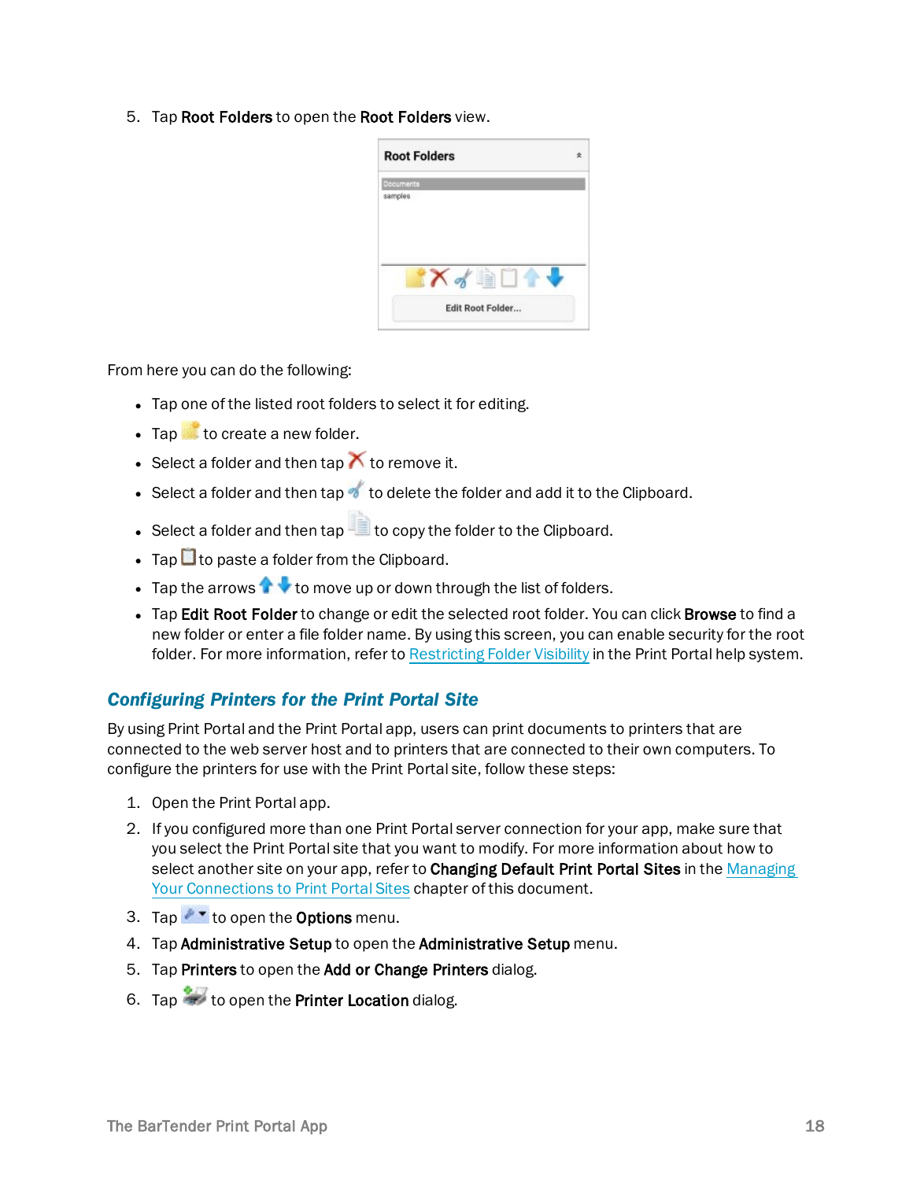5. Tap **Root Folders** to open the **Root Folders** view.

From here you can do the following:

- Tap one of the listed root folders to select it for editing.
- Tap to create a new folder.
- Select a folder and then tap to remove it.
- Select a folder and then tap to delete the folder and add it to the Clipboard.
- Select a folder and then tap to copy the folder to the Clipboard.
- Tap to paste a folder from the Clipboard.
- Tap the arrows to move up or down through the list of folders.
- Tap **Edit Root Folder** to change or edit the selected root folder. You can click **Browse** to find a new folder or enter a file folder name. By using this screen, you can enable security for the root folder. For more information, refer to Restricting Folder Visibility in the Print Portal help system.

## *Configuring Printers for the Print Portal Site*

By using Print Portal and the Print Portal app, users can print documents to printers that are connected to the web server host and to printers that are connected to their own computers. To configure the printers for use with the Print Portal site, follow these steps:

1. Open the Print Portal app.
2. If you configured more than one Print Portal server connection for your app, make sure that you select the Print Portal site that you want to modify. For more information about how to select another site on your app, refer to **Changing Default Print Portal Sites** in the Managing Your Connections to Print Portal Sites chapter of this document.
3. Tap to open the **Options** menu.
4. Tap **Administrative Setup** to open the **Administrative Setup** menu.
5. Tap **Printers** to open the **Add or Change Printers** dialog.
6. Tap to open the **Printer Location** dialog.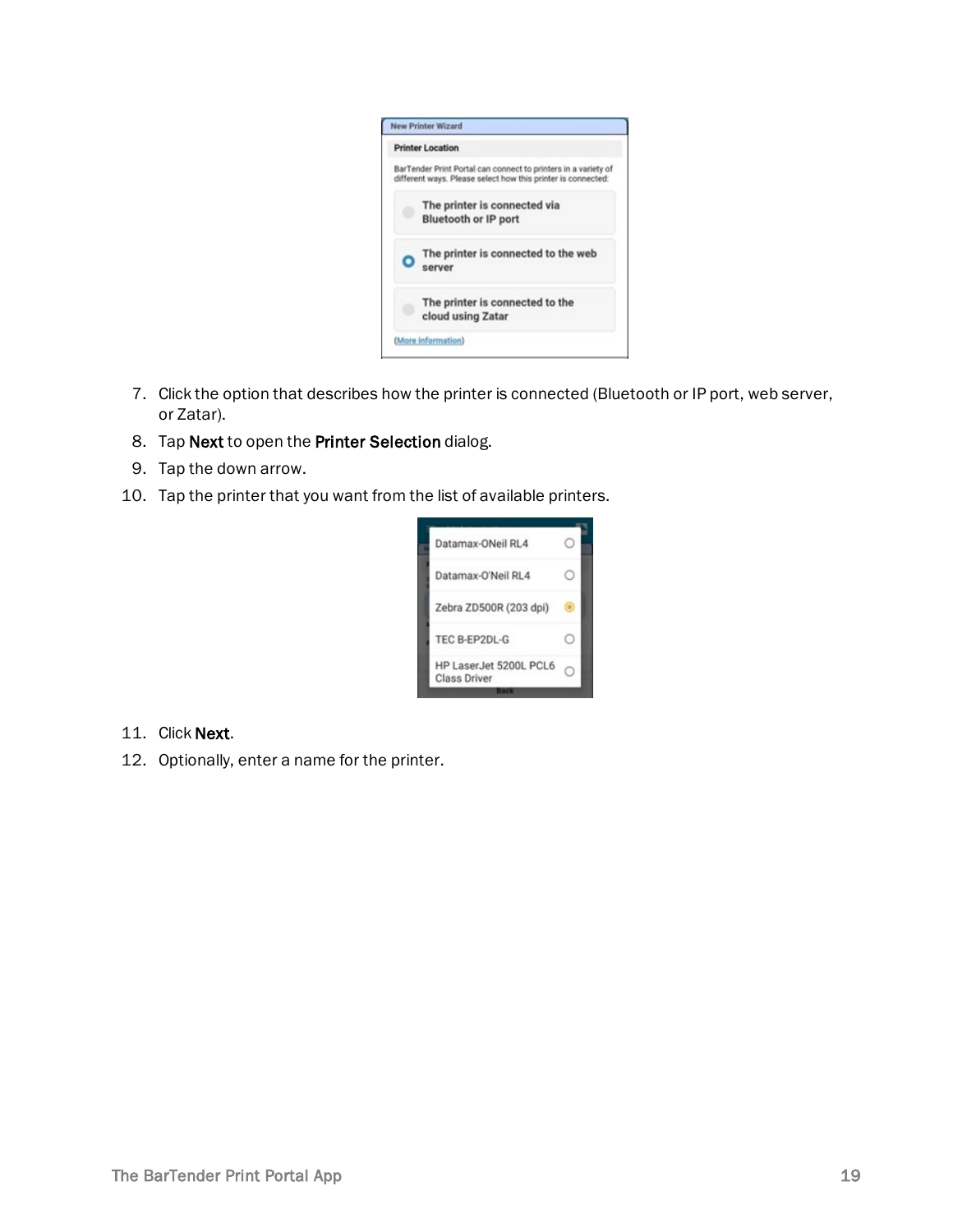7. Click the option that describes how the printer is connected (Bluetooth or IP port, web server, or Zatar).
8. Tap **Next** to open the **Printer Selection** dialog.
9. Tap the down arrow.
10. Tap the printer that you want from the list of available printers.
11. Click **Next**.
12. Optionally, enter a name for the printer.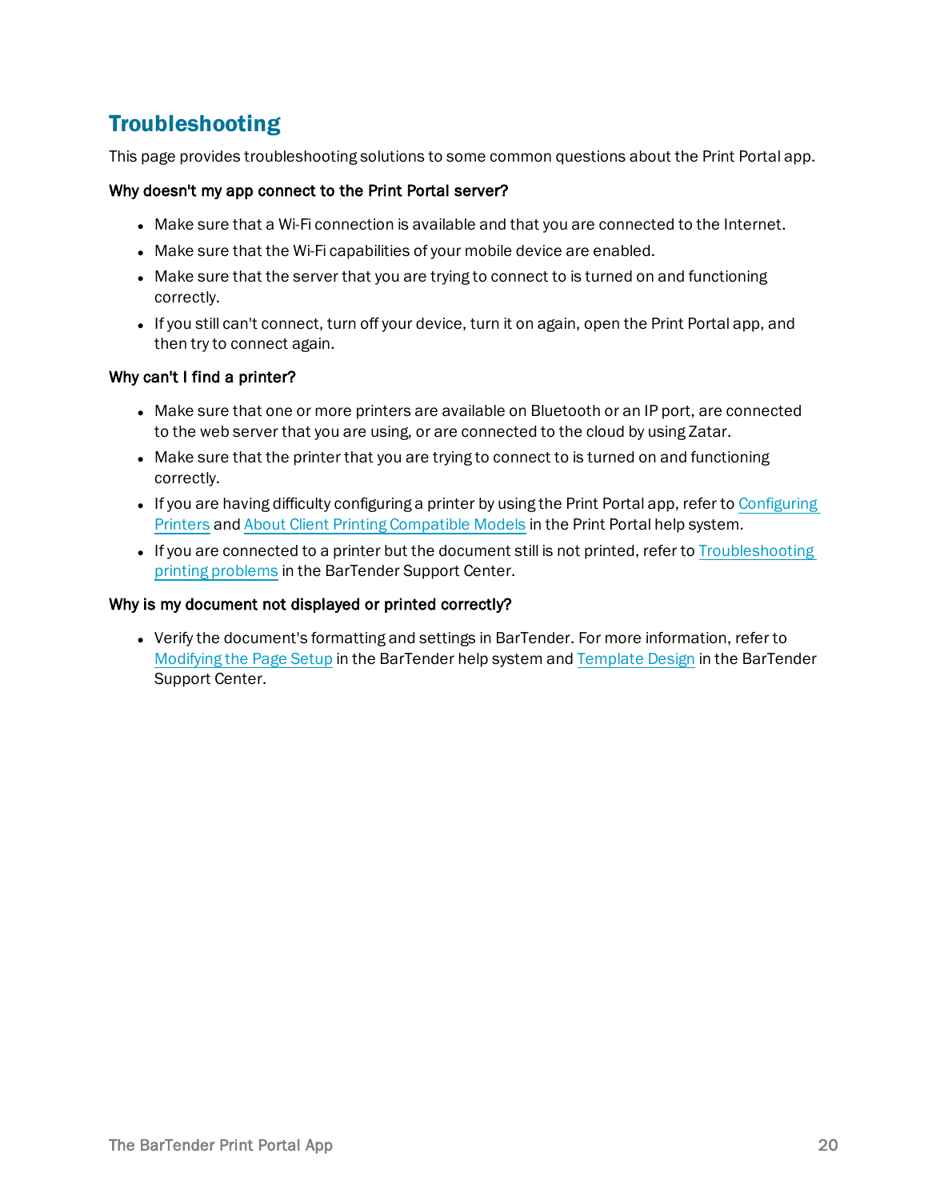# Troubleshooting

This page provides troubleshooting solutions to some common questions about the Print Portal app.

**Why doesn't my app connect to the Print Portal server?**

- Make sure that a Wi-Fi connection is available and that you are connected to the Internet.
- Make sure that the Wi-Fi capabilities of your mobile device are enabled.
- Make sure that the server that you are trying to connect to is turned on and functioning correctly.
- If you still can't connect, turn off your device, turn it on again, open the Print Portal app, and then try to connect again.

**Why can't I find a printer?**

- Make sure that one or more printers are available on Bluetooth or an IP port, are connected to the web server that you are using, or are connected to the cloud by using Zatar.
- Make sure that the printer that you are trying to connect to is turned on and functioning correctly.
- If you are having difficulty configuring a printer by using the Print Portal app, refer to Configuring Printers and About Client Printing Compatible Models in the Print Portal help system.
- If you are connected to a printer but the document still is not printed, refer to Troubleshooting printing problems in the BarTender Support Center.

**Why is my document not displayed or printed correctly?**

- Verify the document's formatting and settings in BarTender. For more information, refer to Modifying the Page Setup in the BarTender help system and Template Design in the BarTender Support Center.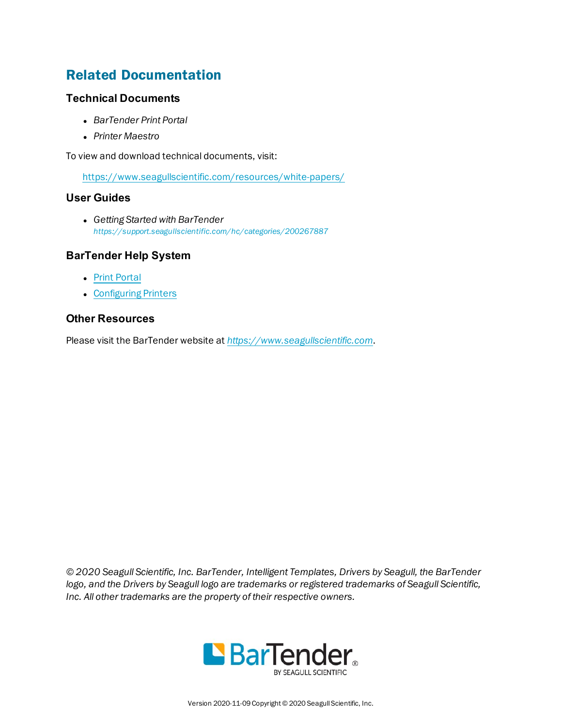# Related Documentation

## Technical Documents

- *BarTender Print Portal*
- *Printer Maestro*

To view and download technical documents, visit:

https://www.seagullscientific.com/resources/white-papers/

## User Guides

- *Getting Started with BarTender*
  *https://support.seagullscientific.com/hc/categories/200267887*

## BarTender Help System

- Print Portal
- Configuring Printers

## Other Resources

Please visit the BarTender website at *https://www.seagullscientific.com*.

*© 2020 Seagull Scientific, Inc. BarTender, Intelligent Templates, Drivers by Seagull, the BarTender logo, and the Drivers by Seagull logo are trademarks or registered trademarks of Seagull Scientific, Inc. All other trademarks are the property of their respective owners.*

BarTender® BY SEAGULL SCIENTIFIC

Version 2020-11-09 Copyright © 2020 Seagull Scientific, Inc.